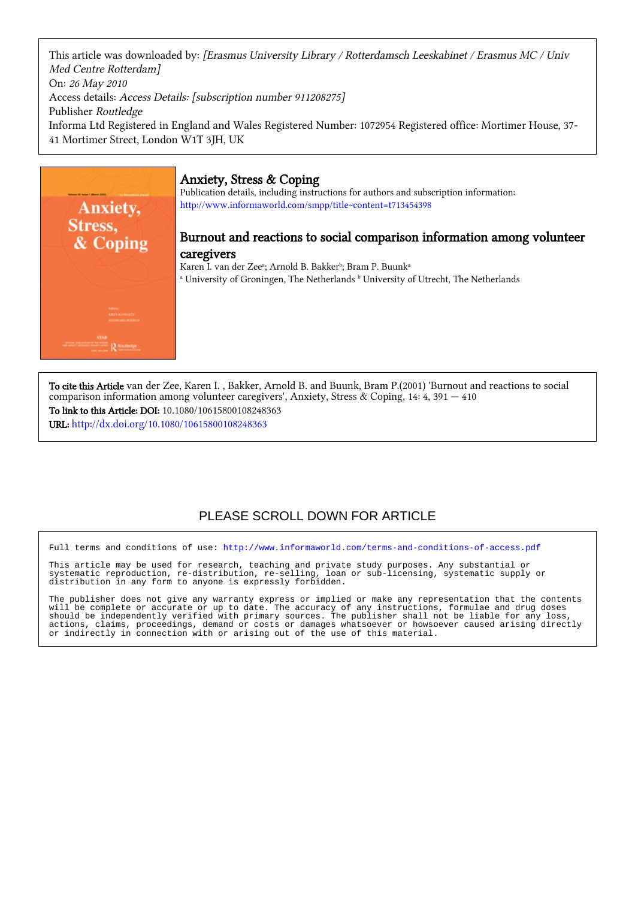This article was downloaded by: *[Erasmus University Library / Rotterdamsch Leeskabinet / Erasmus MC / Univ Med Centre Rotterdam]*
On: *26 May 2010*
Access details: *Access Details: [subscription number 911208275]*
Publisher *Routledge*
Informa Ltd Registered in England and Wales Registered Number: 1072954 Registered office: Mortimer House, 37-41 Mortimer Street, London W1T 3JH, UK

# Anxiety, Stress & Coping

Publication details, including instructions for authors and subscription information:
http://www.informaworld.com/smpp/title~content=t713454398

## Burnout and reactions to social comparison information among volunteer caregivers

Karen I. van der Zee[a]; Arnold B. Bakker[b]; Bram P. Buunk[a]
[a] University of Groningen, The Netherlands [b] University of Utrecht, The Netherlands

**To cite this Article** van der Zee, Karen I. , Bakker, Arnold B. and Buunk, Bram P.(2001) 'Burnout and reactions to social comparison information among volunteer caregivers', Anxiety, Stress & Coping, 14: 4, 391 — 410
**To link to this Article: DOI:** 10.1080/10615800108248363
**URL:** http://dx.doi.org/10.1080/10615800108248363

PLEASE SCROLL DOWN FOR ARTICLE

Full terms and conditions of use: http://www.informaworld.com/terms-and-conditions-of-access.pdf

This article may be used for research, teaching and private study purposes. Any substantial or systematic reproduction, re-distribution, re-selling, loan or sub-licensing, systematic supply or distribution in any form to anyone is expressly forbidden.

The publisher does not give any warranty express or implied or make any representation that the contents will be complete or accurate or up to date. The accuracy of any instructions, formulae and drug doses should be independently verified with primary sources. The publisher shall not be liable for any loss, actions, claims, proceedings, demand or costs or damages whatsoever or howsoever caused arising directly or indirectly in connection with or arising out of the use of this material.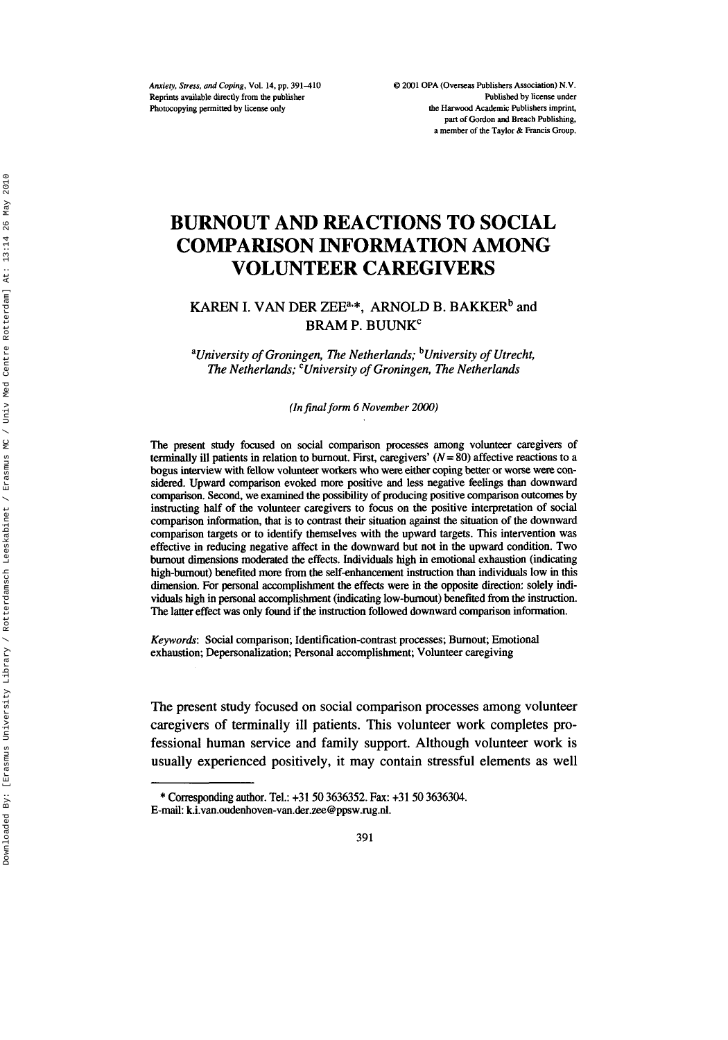# BURNOUT AND REACTIONS TO SOCIAL COMPARISON INFORMATION AMONG VOLUNTEER CAREGIVERS

KAREN I. VAN DER ZEE[a,*], ARNOLD B. BAKKER[b] and BRAM P. BUUNK[c]

[a]*University of Groningen, The Netherlands;* [b]*University of Utrecht, The Netherlands;* [c]*University of Groningen, The Netherlands*

*(In final form 6 November 2000)*

The present study focused on social comparison processes among volunteer caregivers of terminally ill patients in relation to burnout. First, caregivers' ($N = 80$) affective reactions to a bogus interview with fellow volunteer workers who were either coping better or worse were considered. Upward comparison evoked more positive and less negative feelings than downward comparison. Second, we examined the possibility of producing positive comparison outcomes by instructing half of the volunteer caregivers to focus on the positive interpretation of social comparison information, that is to contrast their situation against the situation of the downward comparison targets or to identify themselves with the upward targets. This intervention was effective in reducing negative affect in the downward but not in the upward condition. Two burnout dimensions moderated the effects. Individuals high in emotional exhaustion (indicating high-burnout) benefited more from the self-enhancement instruction than individuals low in this dimension. For personal accomplishment the effects were in the opposite direction: solely individuals high in personal accomplishment (indicating low-burnout) benefited from the instruction. The latter effect was only found if the instruction followed downward comparison information.

*Keywords*: Social comparison; Identification-contrast processes; Burnout; Emotional exhaustion; Depersonalization; Personal accomplishment; Volunteer caregiving

The present study focused on social comparison processes among volunteer caregivers of terminally ill patients. This volunteer work completes professional human service and family support. Although volunteer work is usually experienced positively, it may contain stressful elements as well

---

\* Corresponding author. Tel.: +31 50 3636352. Fax: +31 50 3636304.
E-mail: k.i.van.oudenhoven-van.der.zee@ppsw.rug.nl.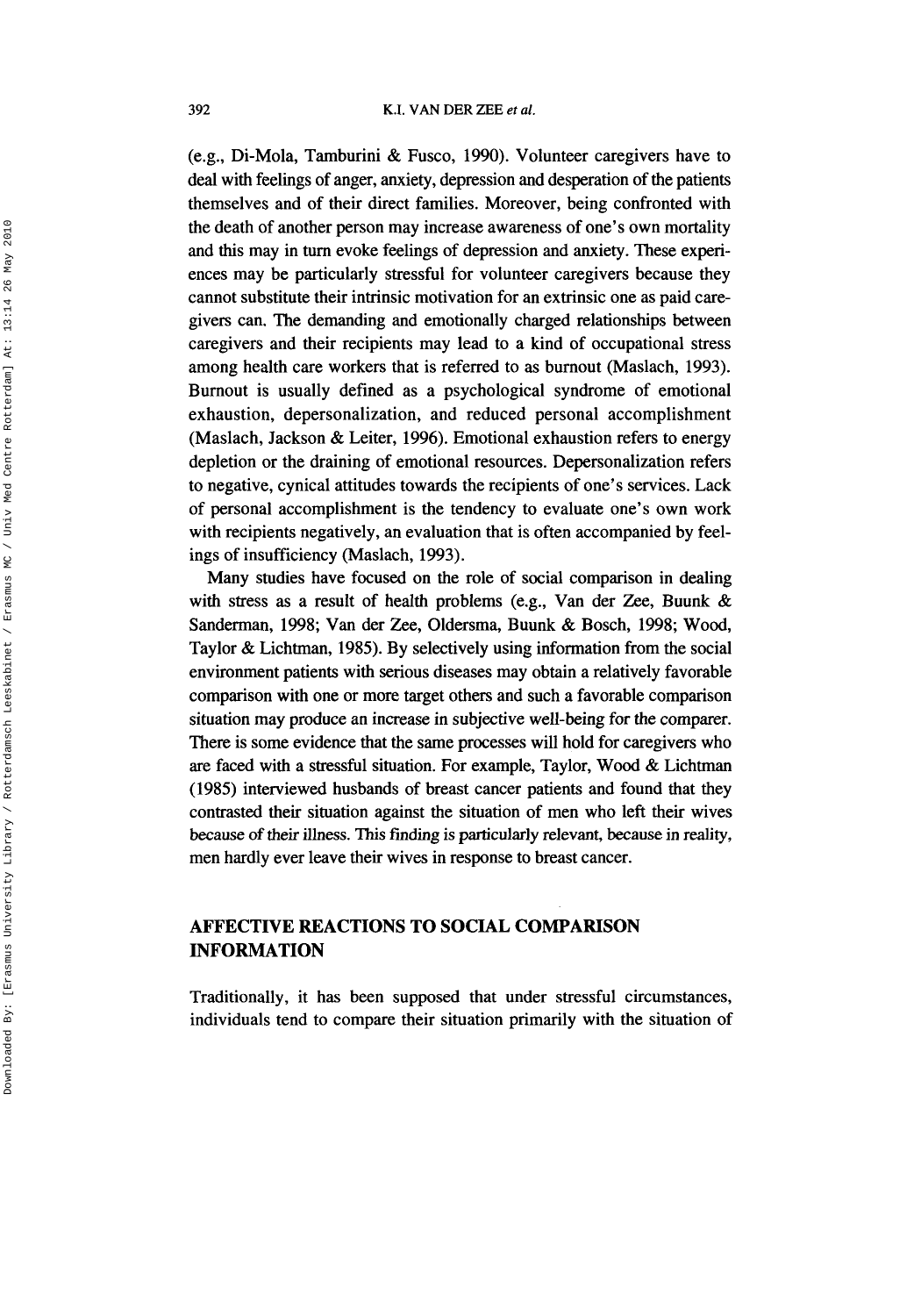(e.g., Di-Mola, Tamburini & Fusco, 1990). Volunteer caregivers have to deal with feelings of anger, anxiety, depression and desperation of the patients themselves and of their direct families. Moreover, being confronted with the death of another person may increase awareness of one's own mortality and this may in turn evoke feelings of depression and anxiety. These experiences may be particularly stressful for volunteer caregivers because they cannot substitute their intrinsic motivation for an extrinsic one as paid caregivers can. The demanding and emotionally charged relationships between caregivers and their recipients may lead to a kind of occupational stress among health care workers that is referred to as burnout (Maslach, 1993). Burnout is usually defined as a psychological syndrome of emotional exhaustion, depersonalization, and reduced personal accomplishment (Maslach, Jackson & Leiter, 1996). Emotional exhaustion refers to energy depletion or the draining of emotional resources. Depersonalization refers to negative, cynical attitudes towards the recipients of one's services. Lack of personal accomplishment is the tendency to evaluate one's own work with recipients negatively, an evaluation that is often accompanied by feelings of insufficiency (Maslach, 1993).

Many studies have focused on the role of social comparison in dealing with stress as a result of health problems (e.g., Van der Zee, Buunk & Sanderman, 1998; Van der Zee, Oldersma, Buunk & Bosch, 1998; Wood, Taylor & Lichtman, 1985). By selectively using information from the social environment patients with serious diseases may obtain a relatively favorable comparison with one or more target others and such a favorable comparison situation may produce an increase in subjective well-being for the comparer. There is some evidence that the same processes will hold for caregivers who are faced with a stressful situation. For example, Taylor, Wood & Lichtman (1985) interviewed husbands of breast cancer patients and found that they contrasted their situation against the situation of men who left their wives because of their illness. This finding is particularly relevant, because in reality, men hardly ever leave their wives in response to breast cancer.

## AFFECTIVE REACTIONS TO SOCIAL COMPARISON INFORMATION

Traditionally, it has been supposed that under stressful circumstances, individuals tend to compare their situation primarily with the situation of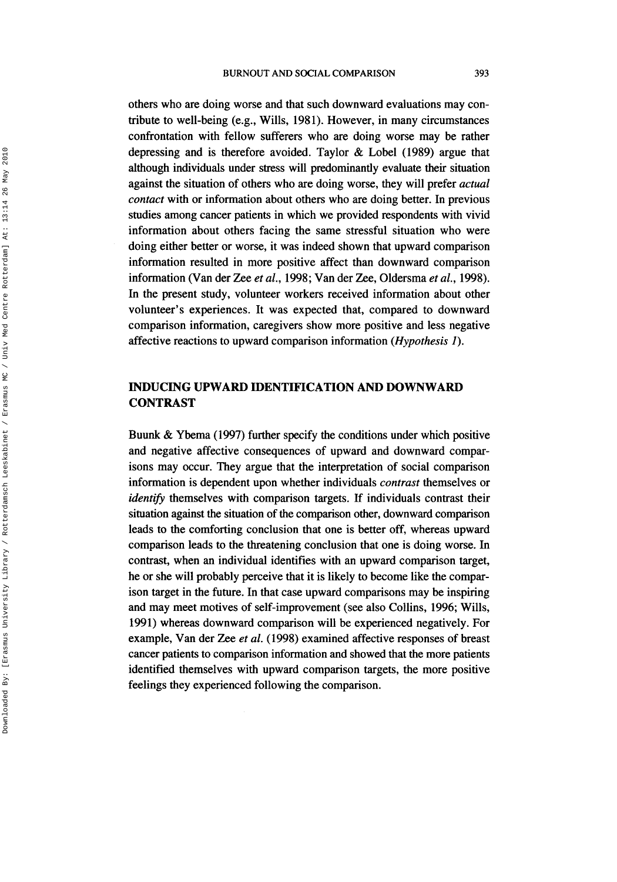others who are doing worse and that such downward evaluations may contribute to well-being (e.g., Wills, 1981). However, in many circumstances confrontation with fellow sufferers who are doing worse may be rather depressing and is therefore avoided. Taylor & Lobel (1989) argue that although individuals under stress will predominantly evaluate their situation against the situation of others who are doing worse, they will prefer *actual contact* with or information about others who are doing better. In previous studies among cancer patients in which we provided respondents with vivid information about others facing the same stressful situation who were doing either better or worse, it was indeed shown that upward comparison information resulted in more positive affect than downward comparison information (Van der Zee *et al.*, 1998; Van der Zee, Oldersma *et al.*, 1998). In the present study, volunteer workers received information about other volunteer's experiences. It was expected that, compared to downward comparison information, caregivers show more positive and less negative affective reactions to upward comparison information (*Hypothesis 1*).

## INDUCING UPWARD IDENTIFICATION AND DOWNWARD CONTRAST

Buunk & Ybema (1997) further specify the conditions under which positive and negative affective consequences of upward and downward comparisons may occur. They argue that the interpretation of social comparison information is dependent upon whether individuals *contrast* themselves or *identify* themselves with comparison targets. If individuals contrast their situation against the situation of the comparison other, downward comparison leads to the comforting conclusion that one is better off, whereas upward comparison leads to the threatening conclusion that one is doing worse. In contrast, when an individual identifies with an upward comparison target, he or she will probably perceive that it is likely to become like the comparison target in the future. In that case upward comparisons may be inspiring and may meet motives of self-improvement (see also Collins, 1996; Wills, 1991) whereas downward comparison will be experienced negatively. For example, Van der Zee *et al.* (1998) examined affective responses of breast cancer patients to comparison information and showed that the more patients identified themselves with upward comparison targets, the more positive feelings they experienced following the comparison.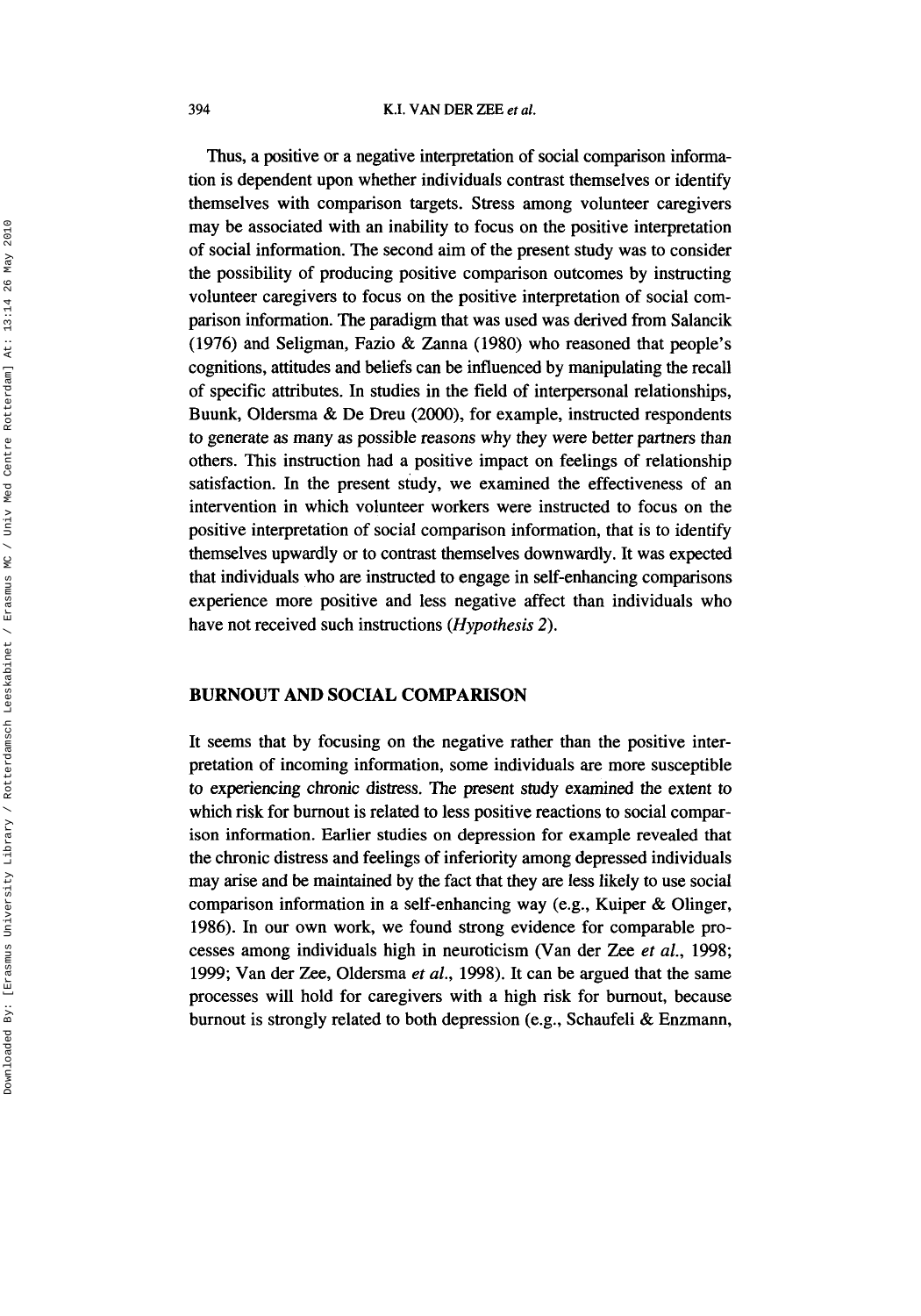Thus, a positive or a negative interpretation of social comparison information is dependent upon whether individuals contrast themselves or identify themselves with comparison targets. Stress among volunteer caregivers may be associated with an inability to focus on the positive interpretation of social information. The second aim of the present study was to consider the possibility of producing positive comparison outcomes by instructing volunteer caregivers to focus on the positive interpretation of social comparison information. The paradigm that was used was derived from Salancik (1976) and Seligman, Fazio & Zanna (1980) who reasoned that people's cognitions, attitudes and beliefs can be influenced by manipulating the recall of specific attributes. In studies in the field of interpersonal relationships, Buunk, Oldersma & De Dreu (2000), for example, instructed respondents to generate as many as possible reasons why they were better partners than others. This instruction had a positive impact on feelings of relationship satisfaction. In the present study, we examined the effectiveness of an intervention in which volunteer workers were instructed to focus on the positive interpretation of social comparison information, that is to identify themselves upwardly or to contrast themselves downwardly. It was expected that individuals who are instructed to engage in self-enhancing comparisons experience more positive and less negative affect than individuals who have not received such instructions (*Hypothesis 2*).

## BURNOUT AND SOCIAL COMPARISON

It seems that by focusing on the negative rather than the positive interpretation of incoming information, some individuals are more susceptible to experiencing chronic distress. The present study examined the extent to which risk for burnout is related to less positive reactions to social comparison information. Earlier studies on depression for example revealed that the chronic distress and feelings of inferiority among depressed individuals may arise and be maintained by the fact that they are less likely to use social comparison information in a self-enhancing way (e.g., Kuiper & Olinger, 1986). In our own work, we found strong evidence for comparable processes among individuals high in neuroticism (Van der Zee *et al.*, 1998; 1999; Van der Zee, Oldersma *et al.*, 1998). It can be argued that the same processes will hold for caregivers with a high risk for burnout, because burnout is strongly related to both depression (e.g., Schaufeli & Enzmann,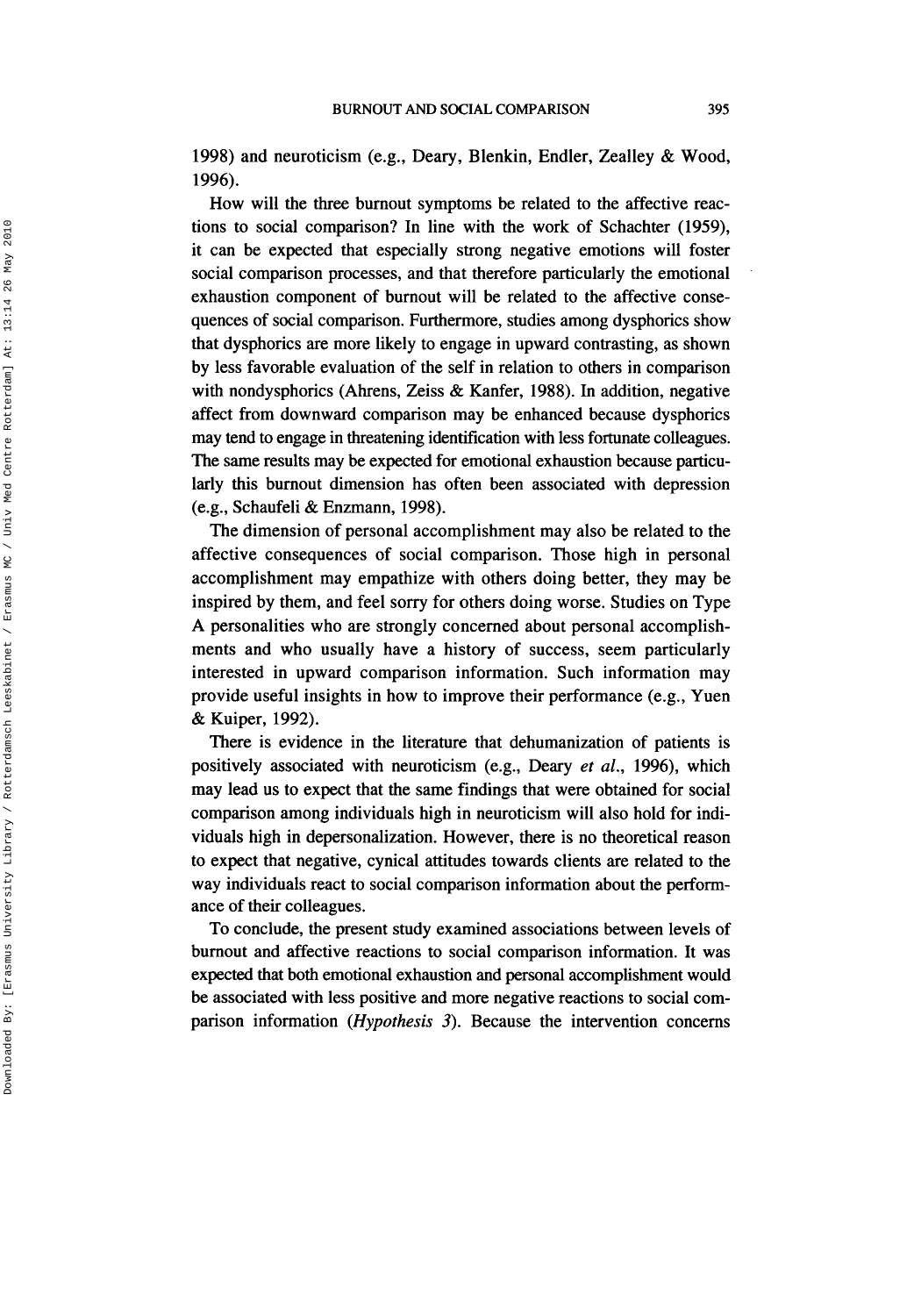1998) and neuroticism (e.g., Deary, Blenkin, Endler, Zealley & Wood, 1996).

How will the three burnout symptoms be related to the affective reactions to social comparison? In line with the work of Schachter (1959), it can be expected that especially strong negative emotions will foster social comparison processes, and that therefore particularly the emotional exhaustion component of burnout will be related to the affective consequences of social comparison. Furthermore, studies among dysphorics show that dysphorics are more likely to engage in upward contrasting, as shown by less favorable evaluation of the self in relation to others in comparison with nondysphorics (Ahrens, Zeiss & Kanfer, 1988). In addition, negative affect from downward comparison may be enhanced because dysphorics may tend to engage in threatening identification with less fortunate colleagues. The same results may be expected for emotional exhaustion because particularly this burnout dimension has often been associated with depression (e.g., Schaufeli & Enzmann, 1998).

The dimension of personal accomplishment may also be related to the affective consequences of social comparison. Those high in personal accomplishment may empathize with others doing better, they may be inspired by them, and feel sorry for others doing worse. Studies on Type A personalities who are strongly concerned about personal accomplishments and who usually have a history of success, seem particularly interested in upward comparison information. Such information may provide useful insights in how to improve their performance (e.g., Yuen & Kuiper, 1992).

There is evidence in the literature that dehumanization of patients is positively associated with neuroticism (e.g., Deary *et al.*, 1996), which may lead us to expect that the same findings that were obtained for social comparison among individuals high in neuroticism will also hold for individuals high in depersonalization. However, there is no theoretical reason to expect that negative, cynical attitudes towards clients are related to the way individuals react to social comparison information about the performance of their colleagues.

To conclude, the present study examined associations between levels of burnout and affective reactions to social comparison information. It was expected that both emotional exhaustion and personal accomplishment would be associated with less positive and more negative reactions to social comparison information (*Hypothesis 3*). Because the intervention concerns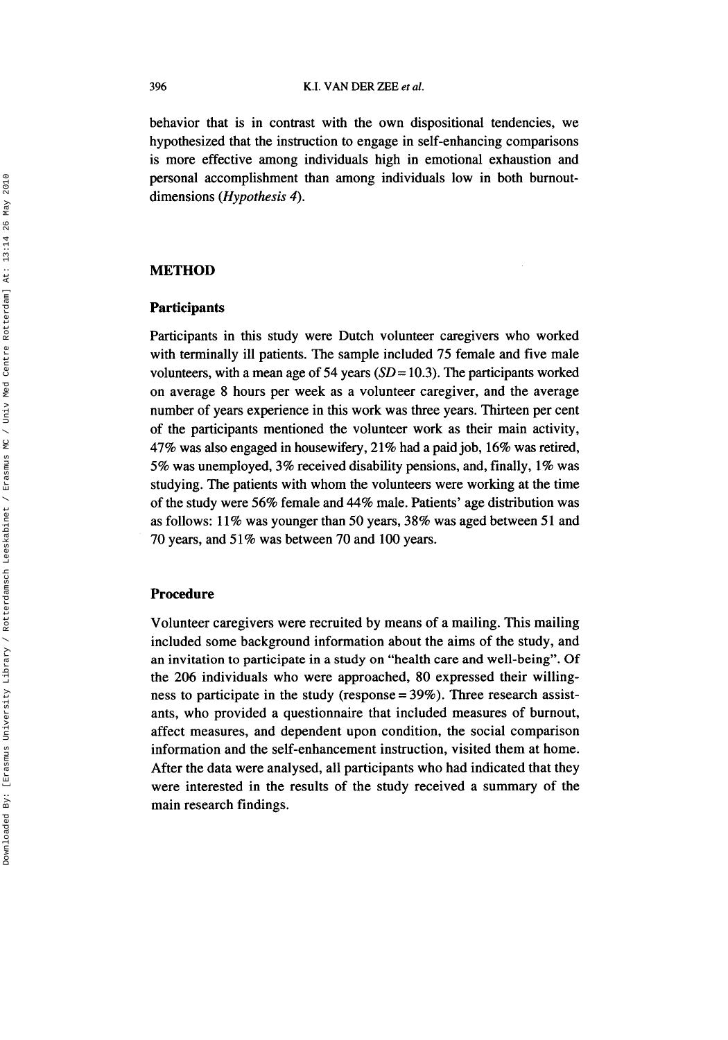behavior that is in contrast with the own dispositional tendencies, we hypothesized that the instruction to engage in self-enhancing comparisons is more effective among individuals high in emotional exhaustion and personal accomplishment than among individuals low in both burnout-dimensions (*Hypothesis 4*).

## METHOD

### Participants

Participants in this study were Dutch volunteer caregivers who worked with terminally ill patients. The sample included 75 female and five male volunteers, with a mean age of 54 years ($SD = 10.3$). The participants worked on average 8 hours per week as a volunteer caregiver, and the average number of years experience in this work was three years. Thirteen per cent of the participants mentioned the volunteer work as their main activity, 47% was also engaged in housewifery, 21% had a paid job, 16% was retired, 5% was unemployed, 3% received disability pensions, and, finally, 1% was studying. The patients with whom the volunteers were working at the time of the study were 56% female and 44% male. Patients' age distribution was as follows: 11% was younger than 50 years, 38% was aged between 51 and 70 years, and 51% was between 70 and 100 years.

### Procedure

Volunteer caregivers were recruited by means of a mailing. This mailing included some background information about the aims of the study, and an invitation to participate in a study on "health care and well-being". Of the 206 individuals who were approached, 80 expressed their willingness to participate in the study (response = 39%). Three research assistants, who provided a questionnaire that included measures of burnout, affect measures, and dependent upon condition, the social comparison information and the self-enhancement instruction, visited them at home. After the data were analysed, all participants who had indicated that they were interested in the results of the study received a summary of the main research findings.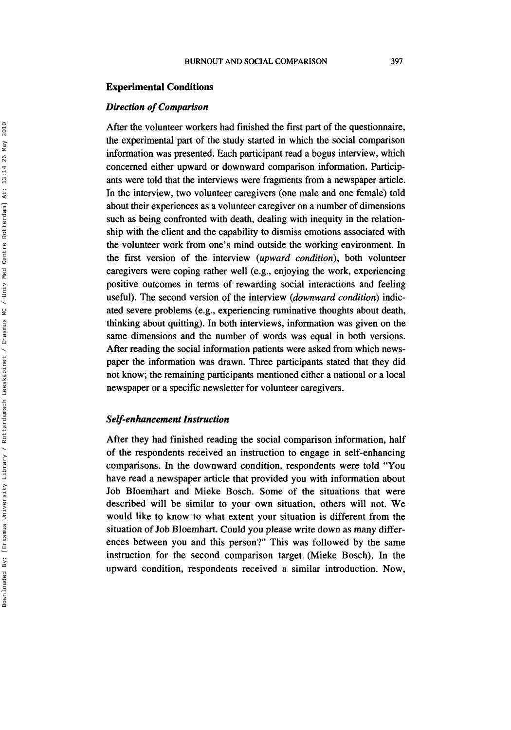## Experimental Conditions

### *Direction of Comparison*

After the volunteer workers had finished the first part of the questionnaire, the experimental part of the study started in which the social comparison information was presented. Each participant read a bogus interview, which concerned either upward or downward comparison information. Participants were told that the interviews were fragments from a newspaper article. In the interview, two volunteer caregivers (one male and one female) told about their experiences as a volunteer caregiver on a number of dimensions such as being confronted with death, dealing with inequity in the relationship with the client and the capability to dismiss emotions associated with the volunteer work from one's mind outside the working environment. In the first version of the interview (*upward condition*), both volunteer caregivers were coping rather well (e.g., enjoying the work, experiencing positive outcomes in terms of rewarding social interactions and feeling useful). The second version of the interview (*downward condition*) indicated severe problems (e.g., experiencing ruminative thoughts about death, thinking about quitting). In both interviews, information was given on the same dimensions and the number of words was equal in both versions. After reading the social information patients were asked from which newspaper the information was drawn. Three participants stated that they did not know; the remaining participants mentioned either a national or a local newspaper or a specific newsletter for volunteer caregivers.

### *Self-enhancement Instruction*

After they had finished reading the social comparison information, half of the respondents received an instruction to engage in self-enhancing comparisons. In the downward condition, respondents were told "You have read a newspaper article that provided you with information about Job Bloemhart and Mieke Bosch. Some of the situations that were described will be similar to your own situation, others will not. We would like to know to what extent your situation is different from the situation of Job Bloemhart. Could you please write down as many differences between you and this person?" This was followed by the same instruction for the second comparison target (Mieke Bosch). In the upward condition, respondents received a similar introduction. Now,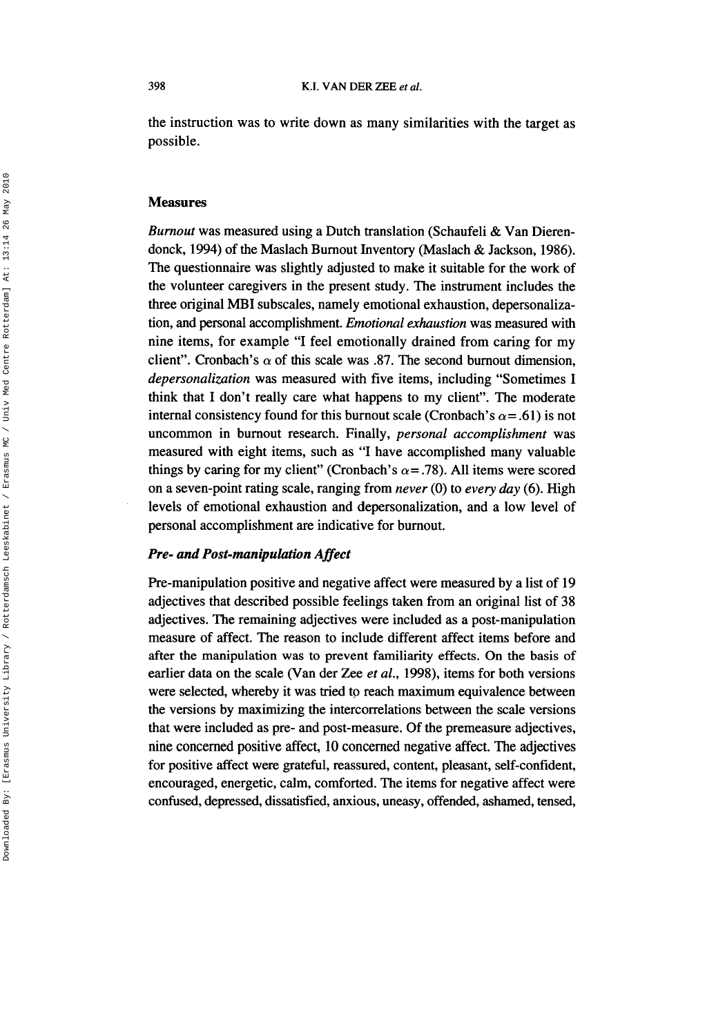the instruction was to write down as many similarities with the target as possible.

## Measures

*Burnout* was measured using a Dutch translation (Schaufeli & Van Dierendonck, 1994) of the Maslach Burnout Inventory (Maslach & Jackson, 1986). The questionnaire was slightly adjusted to make it suitable for the work of the volunteer caregivers in the present study. The instrument includes the three original MBI subscales, namely emotional exhaustion, depersonalization, and personal accomplishment. *Emotional exhaustion* was measured with nine items, for example "I feel emotionally drained from caring for my client". Cronbach's $\alpha$ of this scale was .87. The second burnout dimension, *depersonalization* was measured with five items, including "Sometimes I think that I don't really care what happens to my client". The moderate internal consistency found for this burnout scale (Cronbach's $\alpha = .61$) is not uncommon in burnout research. Finally, *personal accomplishment* was measured with eight items, such as "I have accomplished many valuable things by caring for my client" (Cronbach's $\alpha = .78$). All items were scored on a seven-point rating scale, ranging from *never* (0) to *every day* (6). High levels of emotional exhaustion and depersonalization, and a low level of personal accomplishment are indicative for burnout.

### *Pre- and Post-manipulation Affect*

Pre-manipulation positive and negative affect were measured by a list of 19 adjectives that described possible feelings taken from an original list of 38 adjectives. The remaining adjectives were included as a post-manipulation measure of affect. The reason to include different affect items before and after the manipulation was to prevent familiarity effects. On the basis of earlier data on the scale (Van der Zee *et al.*, 1998), items for both versions were selected, whereby it was tried to reach maximum equivalence between the versions by maximizing the intercorrelations between the scale versions that were included as pre- and post-measure. Of the premeasure adjectives, nine concerned positive affect, 10 concerned negative affect. The adjectives for positive affect were grateful, reassured, content, pleasant, self-confident, encouraged, energetic, calm, comforted. The items for negative affect were confused, depressed, dissatisfied, anxious, uneasy, offended, ashamed, tensed,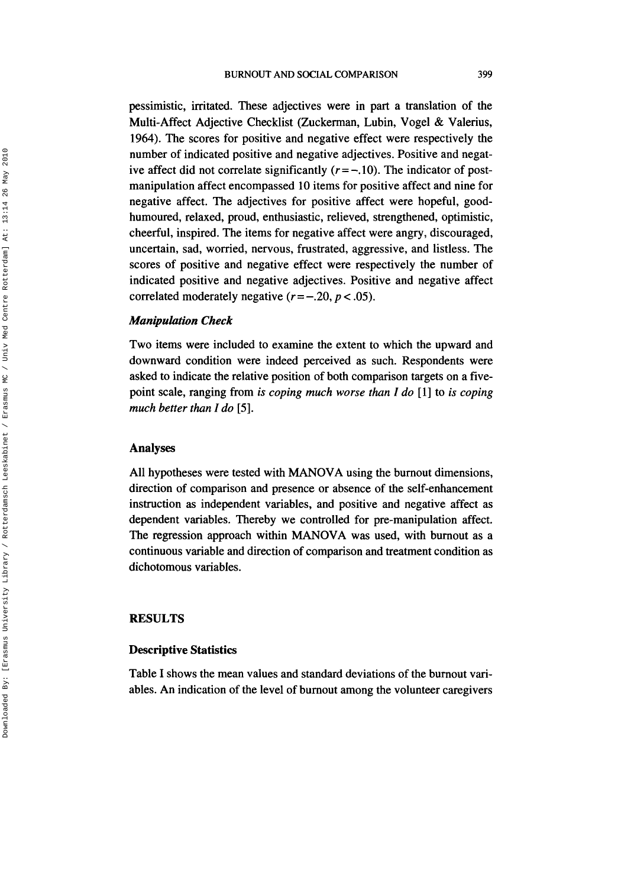pessimistic, irritated. These adjectives were in part a translation of the Multi-Affect Adjective Checklist (Zuckerman, Lubin, Vogel & Valerius, 1964). The scores for positive and negative effect were respectively the number of indicated positive and negative adjectives. Positive and negative affect did not correlate significantly ($r = -.10$). The indicator of post-manipulation affect encompassed 10 items for positive affect and nine for negative affect. The adjectives for positive affect were hopeful, good-humoured, relaxed, proud, enthusiastic, relieved, strengthened, optimistic, cheerful, inspired. The items for negative affect were angry, discouraged, uncertain, sad, worried, nervous, frustrated, aggressive, and listless. The scores of positive and negative effect were respectively the number of indicated positive and negative adjectives. Positive and negative affect correlated moderately negative ($r = -.20$, $p < .05$).

### *Manipulation Check*

Two items were included to examine the extent to which the upward and downward condition were indeed perceived as such. Respondents were asked to indicate the relative position of both comparison targets on a five-point scale, ranging from *is coping much worse than I do* [1] to *is coping much better than I do* [5].

## Analyses

All hypotheses were tested with MANOVA using the burnout dimensions, direction of comparison and presence or absence of the self-enhancement instruction as independent variables, and positive and negative affect as dependent variables. Thereby we controlled for pre-manipulation affect. The regression approach within MANOVA was used, with burnout as a continuous variable and direction of comparison and treatment condition as dichotomous variables.

# RESULTS

## Descriptive Statistics

Table I shows the mean values and standard deviations of the burnout variables. An indication of the level of burnout among the volunteer caregivers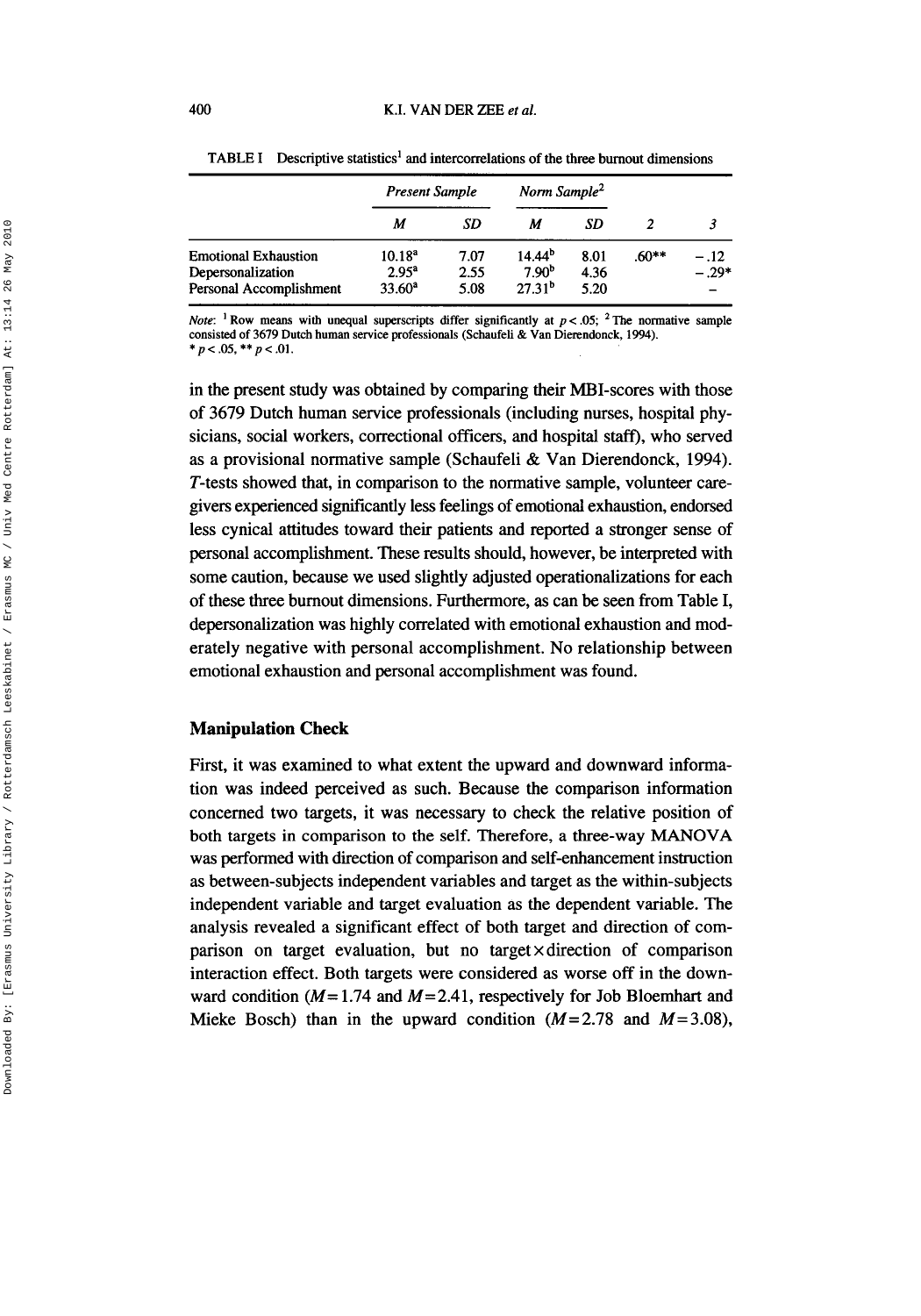TABLE I Descriptive statistics[1] and intercorrelations of the three burnout dimensions

| | Present Sample | | Norm Sample[2] | | | |
|---|---|---|---|---|---|---|
| | $M$ | $SD$ | $M$ | $SD$ | 2 | 3 |
| Emotional Exhaustion | $10.18^a$ | 7.07 | $14.44^b$ | 8.01 | .60** | −.12 |
| Depersonalization | $2.95^a$ | 2.55 | $7.90^b$ | 4.36 | | −.29* |
| Personal Accomplishment | $33.60^a$ | 5.08 | $27.31^b$ | 5.20 | | – |

*Note*: [1] Row means with unequal superscripts differ significantly at $p < .05$; [2] The normative sample consisted of 3679 Dutch human service professionals (Schaufeli & Van Dierendonck, 1994).
* $p < .05$, ** $p < .01$.

in the present study was obtained by comparing their MBI-scores with those of 3679 Dutch human service professionals (including nurses, hospital physicians, social workers, correctional officers, and hospital staff), who served as a provisional normative sample (Schaufeli & Van Dierendonck, 1994). *T*-tests showed that, in comparison to the normative sample, volunteer caregivers experienced significantly less feelings of emotional exhaustion, endorsed less cynical attitudes toward their patients and reported a stronger sense of personal accomplishment. These results should, however, be interpreted with some caution, because we used slightly adjusted operationalizations for each of these three burnout dimensions. Furthermore, as can be seen from Table I, depersonalization was highly correlated with emotional exhaustion and moderately negative with personal accomplishment. No relationship between emotional exhaustion and personal accomplishment was found.

## Manipulation Check

First, it was examined to what extent the upward and downward information was indeed perceived as such. Because the comparison information concerned two targets, it was necessary to check the relative position of both targets in comparison to the self. Therefore, a three-way MANOVA was performed with direction of comparison and self-enhancement instruction as between-subjects independent variables and target as the within-subjects independent variable and target evaluation as the dependent variable. The analysis revealed a significant effect of both target and direction of comparison on target evaluation, but no target × direction of comparison interaction effect. Both targets were considered as worse off in the downward condition ($M = 1.74$ and $M = 2.41$, respectively for Job Bloemhart and Mieke Bosch) than in the upward condition ($M = 2.78$ and $M = 3.08$),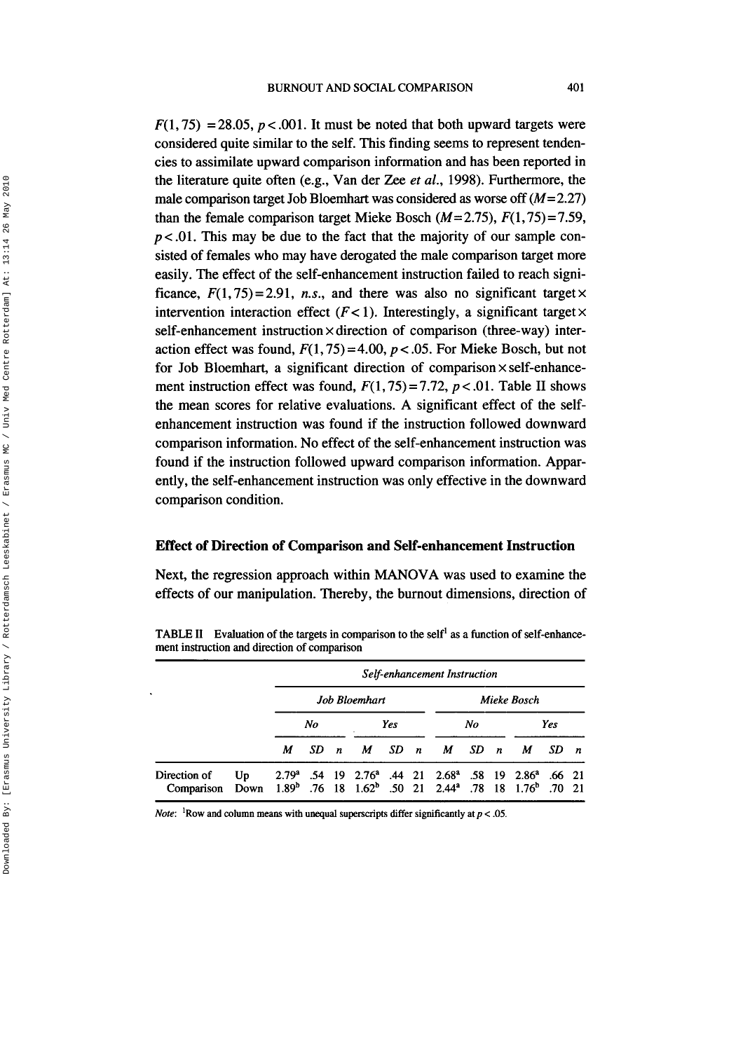$F(1, 75) = 28.05$, $p < .001$. It must be noted that both upward targets were considered quite similar to the self. This finding seems to represent tendencies to assimilate upward comparison information and has been reported in the literature quite often (e.g., Van der Zee *et al.*, 1998). Furthermore, the male comparison target Job Bloemhart was considered as worse off ($M = 2.27$) than the female comparison target Mieke Bosch ($M = 2.75$), $F(1, 75) = 7.59$, $p < .01$. This may be due to the fact that the majority of our sample consisted of females who may have derogated the male comparison target more easily. The effect of the self-enhancement instruction failed to reach significance, $F(1, 75) = 2.91$, *n.s.*, and there was also no significant target × intervention interaction effect ($F < 1$). Interestingly, a significant target × self-enhancement instruction × direction of comparison (three-way) interaction effect was found, $F(1, 75) = 4.00$, $p < .05$. For Mieke Bosch, but not for Job Bloemhart, a significant direction of comparison × self-enhancement instruction effect was found, $F(1, 75) = 7.72$, $p < .01$. Table II shows the mean scores for relative evaluations. A significant effect of the self-enhancement instruction was found if the instruction followed downward comparison information. No effect of the self-enhancement instruction was found if the instruction followed upward comparison information. Apparently, the self-enhancement instruction was only effective in the downward comparison condition.

### Effect of Direction of Comparison and Self-enhancement Instruction

Next, the regression approach within MANOVA was used to examine the effects of our manipulation. Thereby, the burnout dimensions, direction of

TABLE II Evaluation of the targets in comparison to the self[1] as a function of self-enhancement instruction and direction of comparison

| | | *Self-enhancement Instruction* | | | | | | | | | | | |
|---|---|---|---|---|---|---|---|---|---|---|---|---|---|
| | | *Job Bloemhart* | | | | | | *Mieke Bosch* | | | | | |
| | | *No* | | | *Yes* | | | *No* | | | *Yes* | | |
| | | *M* | *SD* | *n* | *M* | *SD* | *n* | *M* | *SD* | *n* | *M* | *SD* | *n* |
| Direction of Comparison | Up | 2.79[a] | .54 | 19 | 2.76[a] | .44 | 21 | 2.68[a] | .58 | 19 | 2.86[a] | .66 | 21 |
| | Down | 1.89[b] | .76 | 18 | 1.62[b] | .50 | 21 | 2.44[a] | .78 | 18 | 1.76[b] | .70 | 21 |

*Note*: [1]Row and column means with unequal superscripts differ significantly at $p < .05$.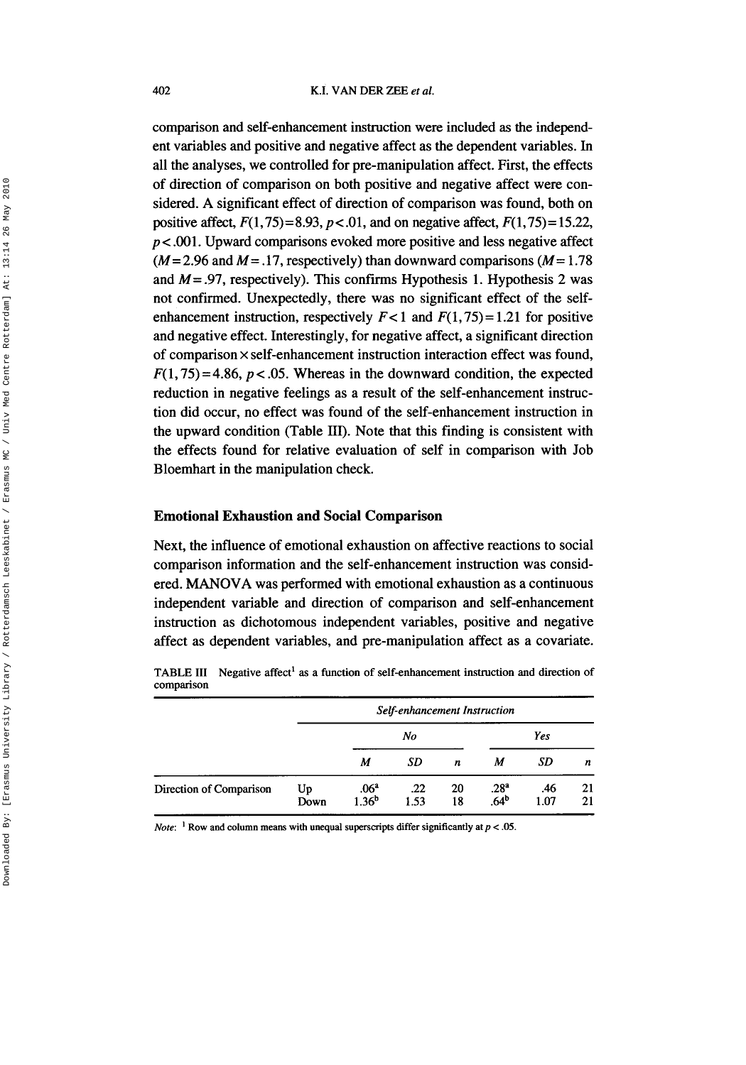comparison and self-enhancement instruction were included as the independent variables and positive and negative affect as the dependent variables. In all the analyses, we controlled for pre-manipulation affect. First, the effects of direction of comparison on both positive and negative affect were considered. A significant effect of direction of comparison was found, both on positive affect, $F(1,75)=8.93$, $p<.01$, and on negative affect, $F(1,75)=15.22$, $p<.001$. Upward comparisons evoked more positive and less negative affect ($M=2.96$ and $M=.17$, respectively) than downward comparisons ($M=1.78$ and $M=.97$, respectively). This confirms Hypothesis 1. Hypothesis 2 was not confirmed. Unexpectedly, there was no significant effect of the self-enhancement instruction, respectively $F<1$ and $F(1,75)=1.21$ for positive and negative effect. Interestingly, for negative affect, a significant direction of comparison × self-enhancement instruction interaction effect was found, $F(1,75)=4.86$, $p<.05$. Whereas in the downward condition, the expected reduction in negative feelings as a result of the self-enhancement instruction did occur, no effect was found of the self-enhancement instruction in the upward condition (Table III). Note that this finding is consistent with the effects found for relative evaluation of self in comparison with Job Bloemhart in the manipulation check.

## Emotional Exhaustion and Social Comparison

Next, the influence of emotional exhaustion on affective reactions to social comparison information and the self-enhancement instruction was considered. MANOVA was performed with emotional exhaustion as a continuous independent variable and direction of comparison and self-enhancement instruction as dichotomous independent variables, positive and negative affect as dependent variables, and pre-manipulation affect as a covariate.

TABLE III Negative affect[1] as a function of self-enhancement instruction and direction of comparison

| | | *Self-enhancement Instruction* | | | | | |
|---|---|---|---|---|---|---|---|
| | | *No* | | | *Yes* | | |
| | | *M* | *SD* | *n* | *M* | *SD* | *n* |
| Direction of Comparison | Up | .06[a] | .22 | 20 | .28[a] | .46 | 21 |
| | Down | 1.36[b] | 1.53 | 18 | .64[b] | 1.07 | 21 |

*Note*: [1] Row and column means with unequal superscripts differ significantly at $p < .05$.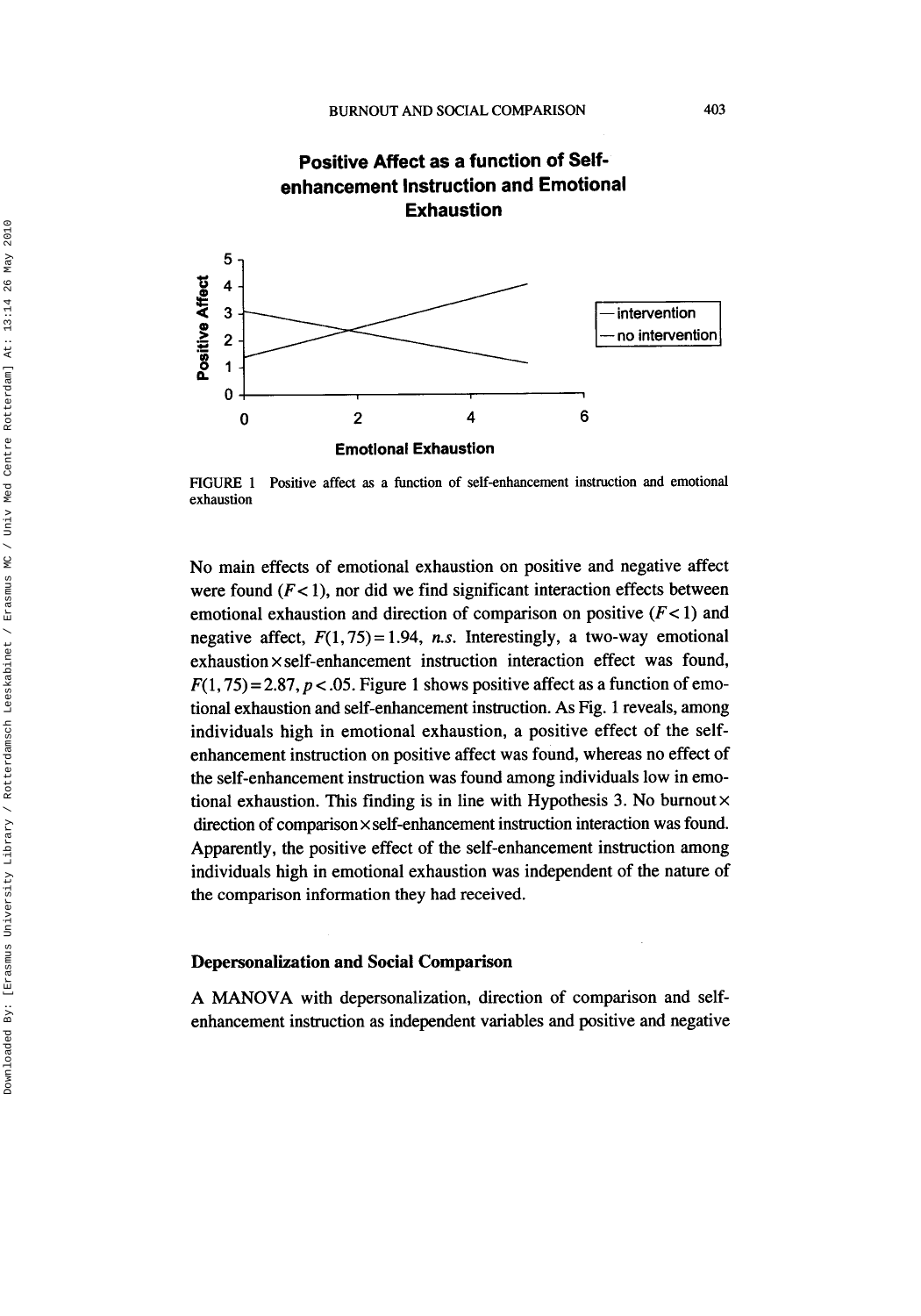FIGURE 1 Positive affect as a function of self-enhancement instruction and emotional exhaustion

No main effects of emotional exhaustion on positive and negative affect were found ($F < 1$), nor did we find significant interaction effects between emotional exhaustion and direction of comparison on positive ($F < 1$) and negative affect, $F(1, 75) = 1.94$, *n.s.* Interestingly, a two-way emotional exhaustion × self-enhancement instruction interaction effect was found, $F(1, 75) = 2.87$, $p < .05$. Figure 1 shows positive affect as a function of emotional exhaustion and self-enhancement instruction. As Fig. 1 reveals, among individuals high in emotional exhaustion, a positive effect of the self-enhancement instruction on positive affect was found, whereas no effect of the self-enhancement instruction was found among individuals low in emotional exhaustion. This finding is in line with Hypothesis 3. No burnout × direction of comparison × self-enhancement instruction interaction was found. Apparently, the positive effect of the self-enhancement instruction among individuals high in emotional exhaustion was independent of the nature of the comparison information they had received.

### Depersonalization and Social Comparison

A MANOVA with depersonalization, direction of comparison and self-enhancement instruction as independent variables and positive and negative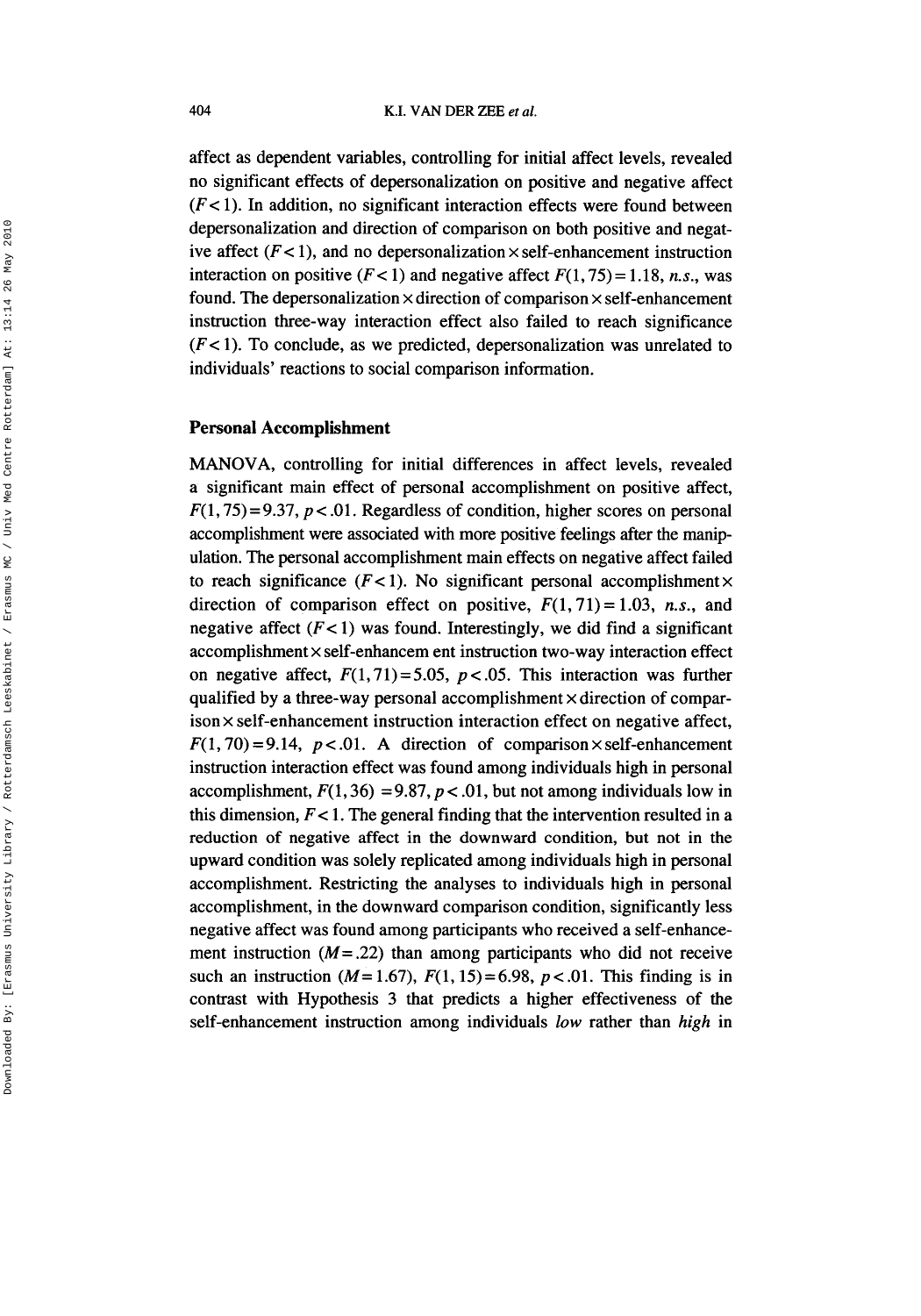affect as dependent variables, controlling for initial affect levels, revealed no significant effects of depersonalization on positive and negative affect ($F < 1$). In addition, no significant interaction effects were found between depersonalization and direction of comparison on both positive and negative affect ($F < 1$), and no depersonalization × self-enhancement instruction interaction on positive ($F < 1$) and negative affect $F(1, 75) = 1.18$, *n.s.*, was found. The depersonalization × direction of comparison × self-enhancement instruction three-way interaction effect also failed to reach significance ($F < 1$). To conclude, as we predicted, depersonalization was unrelated to individuals' reactions to social comparison information.

## Personal Accomplishment

MANOVA, controlling for initial differences in affect levels, revealed a significant main effect of personal accomplishment on positive affect, $F(1, 75) = 9.37$, $p < .01$. Regardless of condition, higher scores on personal accomplishment were associated with more positive feelings after the manipulation. The personal accomplishment main effects on negative affect failed to reach significance ($F < 1$). No significant personal accomplishment × direction of comparison effect on positive, $F(1, 71) = 1.03$, *n.s.*, and negative affect ($F < 1$) was found. Interestingly, we did find a significant accomplishment × self-enhancem ent instruction two-way interaction effect on negative affect, $F(1, 71) = 5.05$, $p < .05$. This interaction was further qualified by a three-way personal accomplishment × direction of comparison × self-enhancement instruction interaction effect on negative affect, $F(1, 70) = 9.14$, $p < .01$. A direction of comparison × self-enhancement instruction interaction effect was found among individuals high in personal accomplishment, $F(1, 36) = 9.87$, $p < .01$, but not among individuals low in this dimension, $F < 1$. The general finding that the intervention resulted in a reduction of negative affect in the downward condition, but not in the upward condition was solely replicated among individuals high in personal accomplishment. Restricting the analyses to individuals high in personal accomplishment, in the downward comparison condition, significantly less negative affect was found among participants who received a self-enhancement instruction ($M = .22$) than among participants who did not receive such an instruction ($M = 1.67$), $F(1, 15) = 6.98$, $p < .01$. This finding is in contrast with Hypothesis 3 that predicts a higher effectiveness of the self-enhancement instruction among individuals *low* rather than *high* in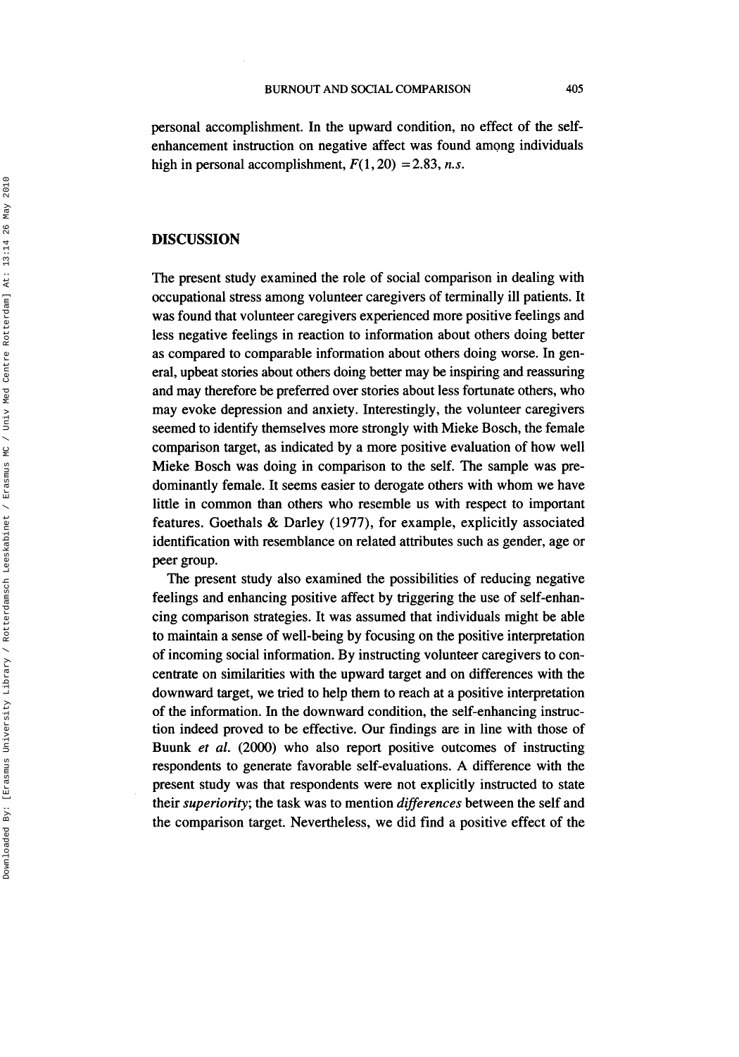personal accomplishment. In the upward condition, no effect of the self-enhancement instruction on negative affect was found among individuals high in personal accomplishment, $F(1, 20) = 2.83$, *n.s.*

## DISCUSSION

The present study examined the role of social comparison in dealing with occupational stress among volunteer caregivers of terminally ill patients. It was found that volunteer caregivers experienced more positive feelings and less negative feelings in reaction to information about others doing better as compared to comparable information about others doing worse. In general, upbeat stories about others doing better may be inspiring and reassuring and may therefore be preferred over stories about less fortunate others, who may evoke depression and anxiety. Interestingly, the volunteer caregivers seemed to identify themselves more strongly with Mieke Bosch, the female comparison target, as indicated by a more positive evaluation of how well Mieke Bosch was doing in comparison to the self. The sample was predominantly female. It seems easier to derogate others with whom we have little in common than others who resemble us with respect to important features. Goethals & Darley (1977), for example, explicitly associated identification with resemblance on related attributes such as gender, age or peer group.

The present study also examined the possibilities of reducing negative feelings and enhancing positive affect by triggering the use of self-enhancing comparison strategies. It was assumed that individuals might be able to maintain a sense of well-being by focusing on the positive interpretation of incoming social information. By instructing volunteer caregivers to concentrate on similarities with the upward target and on differences with the downward target, we tried to help them to reach at a positive interpretation of the information. In the downward condition, the self-enhancing instruction indeed proved to be effective. Our findings are in line with those of Buunk *et al.* (2000) who also report positive outcomes of instructing respondents to generate favorable self-evaluations. A difference with the present study was that respondents were not explicitly instructed to state their *superiority*; the task was to mention *differences* between the self and the comparison target. Nevertheless, we did find a positive effect of the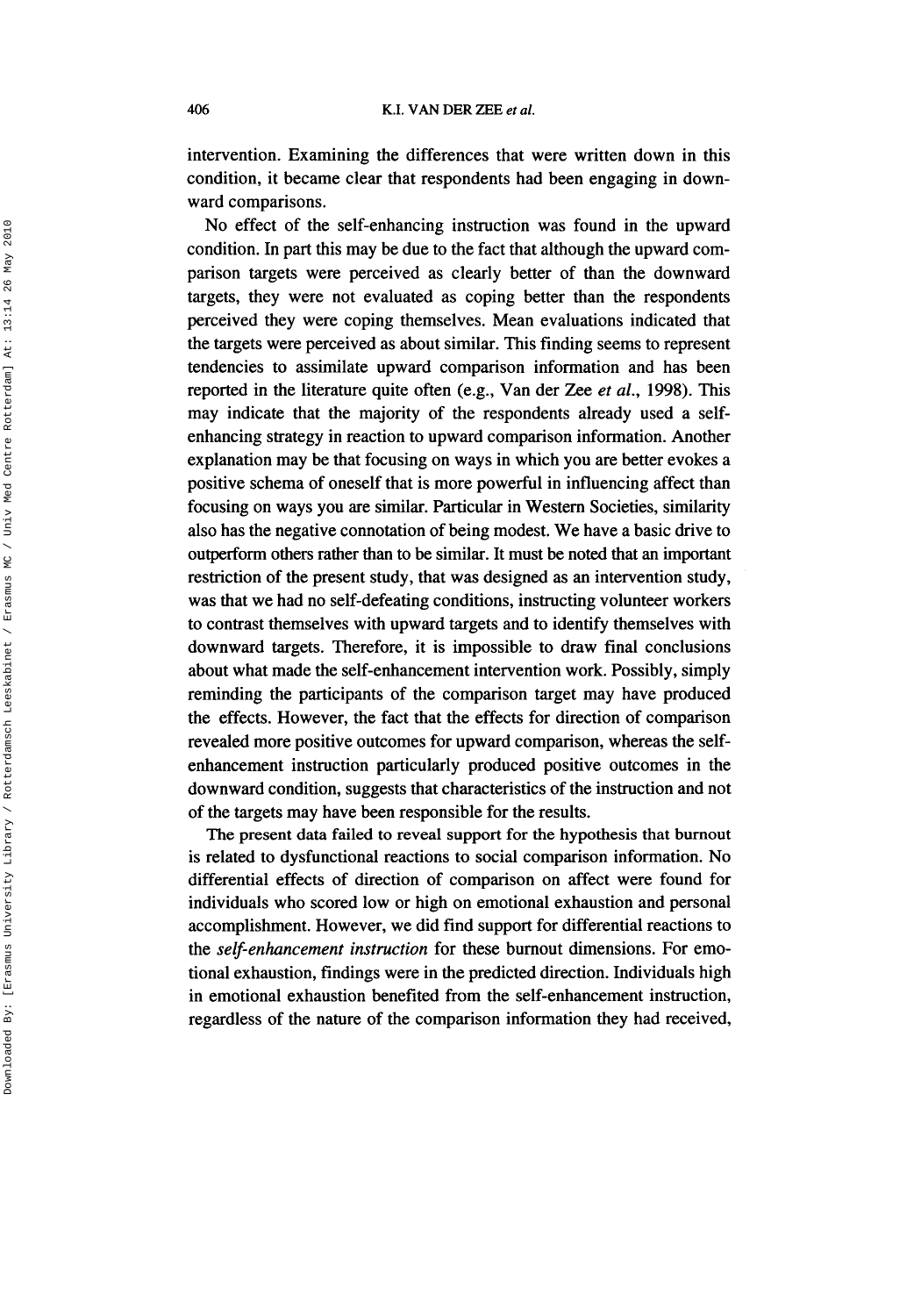intervention. Examining the differences that were written down in this condition, it became clear that respondents had been engaging in downward comparisons.

No effect of the self-enhancing instruction was found in the upward condition. In part this may be due to the fact that although the upward comparison targets were perceived as clearly better of than the downward targets, they were not evaluated as coping better than the respondents perceived they were coping themselves. Mean evaluations indicated that the targets were perceived as about similar. This finding seems to represent tendencies to assimilate upward comparison information and has been reported in the literature quite often (e.g., Van der Zee *et al.*, 1998). This may indicate that the majority of the respondents already used a self-enhancing strategy in reaction to upward comparison information. Another explanation may be that focusing on ways in which you are better evokes a positive schema of oneself that is more powerful in influencing affect than focusing on ways you are similar. Particular in Western Societies, similarity also has the negative connotation of being modest. We have a basic drive to outperform others rather than to be similar. It must be noted that an important restriction of the present study, that was designed as an intervention study, was that we had no self-defeating conditions, instructing volunteer workers to contrast themselves with upward targets and to identify themselves with downward targets. Therefore, it is impossible to draw final conclusions about what made the self-enhancement intervention work. Possibly, simply reminding the participants of the comparison target may have produced the effects. However, the fact that the effects for direction of comparison revealed more positive outcomes for upward comparison, whereas the self-enhancement instruction particularly produced positive outcomes in the downward condition, suggests that characteristics of the instruction and not of the targets may have been responsible for the results.

The present data failed to reveal support for the hypothesis that burnout is related to dysfunctional reactions to social comparison information. No differential effects of direction of comparison on affect were found for individuals who scored low or high on emotional exhaustion and personal accomplishment. However, we did find support for differential reactions to the *self-enhancement instruction* for these burnout dimensions. For emotional exhaustion, findings were in the predicted direction. Individuals high in emotional exhaustion benefited from the self-enhancement instruction, regardless of the nature of the comparison information they had received,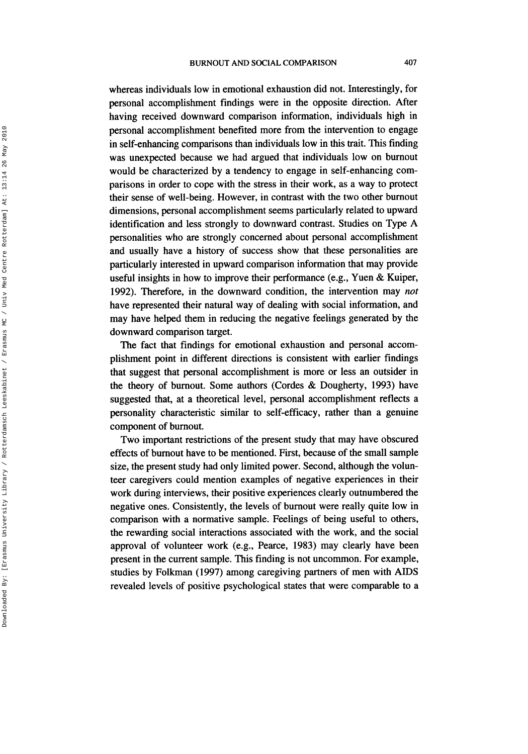whereas individuals low in emotional exhaustion did not. Interestingly, for personal accomplishment findings were in the opposite direction. After having received downward comparison information, individuals high in personal accomplishment benefited more from the intervention to engage in self-enhancing comparisons than individuals low in this trait. This finding was unexpected because we had argued that individuals low on burnout would be characterized by a tendency to engage in self-enhancing comparisons in order to cope with the stress in their work, as a way to protect their sense of well-being. However, in contrast with the two other burnout dimensions, personal accomplishment seems particularly related to upward identification and less strongly to downward contrast. Studies on Type A personalities who are strongly concerned about personal accomplishment and usually have a history of success show that these personalities are particularly interested in upward comparison information that may provide useful insights in how to improve their performance (e.g., Yuen & Kuiper, 1992). Therefore, in the downward condition, the intervention may *not* have represented their natural way of dealing with social information, and may have helped them in reducing the negative feelings generated by the downward comparison target.

The fact that findings for emotional exhaustion and personal accomplishment point in different directions is consistent with earlier findings that suggest that personal accomplishment is more or less an outsider in the theory of burnout. Some authors (Cordes & Dougherty, 1993) have suggested that, at a theoretical level, personal accomplishment reflects a personality characteristic similar to self-efficacy, rather than a genuine component of burnout.

Two important restrictions of the present study that may have obscured effects of burnout have to be mentioned. First, because of the small sample size, the present study had only limited power. Second, although the volunteer caregivers could mention examples of negative experiences in their work during interviews, their positive experiences clearly outnumbered the negative ones. Consistently, the levels of burnout were really quite low in comparison with a normative sample. Feelings of being useful to others, the rewarding social interactions associated with the work, and the social approval of volunteer work (e.g., Pearce, 1983) may clearly have been present in the current sample. This finding is not uncommon. For example, studies by Folkman (1997) among caregiving partners of men with AIDS revealed levels of positive psychological states that were comparable to a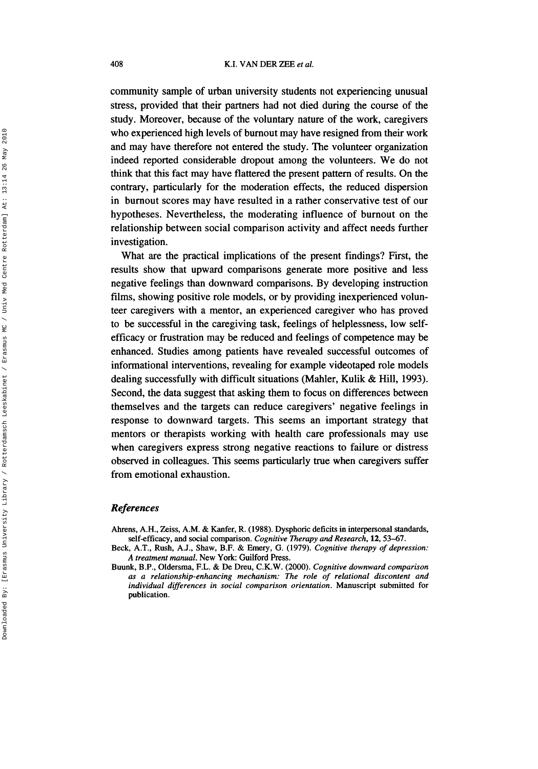community sample of urban university students not experiencing unusual stress, provided that their partners had not died during the course of the study. Moreover, because of the voluntary nature of the work, caregivers who experienced high levels of burnout may have resigned from their work and may have therefore not entered the study. The volunteer organization indeed reported considerable dropout among the volunteers. We do not think that this fact may have flattered the present pattern of results. On the contrary, particularly for the moderation effects, the reduced dispersion in burnout scores may have resulted in a rather conservative test of our hypotheses. Nevertheless, the moderating influence of burnout on the relationship between social comparison activity and affect needs further investigation.

What are the practical implications of the present findings? First, the results show that upward comparisons generate more positive and less negative feelings than downward comparisons. By developing instruction films, showing positive role models, or by providing inexperienced volunteer caregivers with a mentor, an experienced caregiver who has proved to be successful in the caregiving task, feelings of helplessness, low self-efficacy or frustration may be reduced and feelings of competence may be enhanced. Studies among patients have revealed successful outcomes of informational interventions, revealing for example videotaped role models dealing successfully with difficult situations (Mahler, Kulik & Hill, 1993). Second, the data suggest that asking them to focus on differences between themselves and the targets can reduce caregivers' negative feelings in response to downward targets. This seems an important strategy that mentors or therapists working with health care professionals may use when caregivers express strong negative reactions to failure or distress observed in colleagues. This seems particularly true when caregivers suffer from emotional exhaustion.

## *References*

Ahrens, A.H., Zeiss, A.M. & Kanfer, R. (1988). Dysphoric deficits in interpersonal standards, self-efficacy, and social comparison. *Cognitive Therapy and Research*, **12**, 53–67.

Beck, A.T., Rush, A.J., Shaw, B.F. & Emery, G. (1979). *Cognitive therapy of depression: A treatment manual*. New York: Guilford Press.

Buunk, B.P., Oldersma, F.L. & De Dreu, C.K.W. (2000). *Cognitive downward comparison as a relationship-enhancing mechanism: The role of relational discontent and individual differences in social comparison orientation*. Manuscript submitted for publication.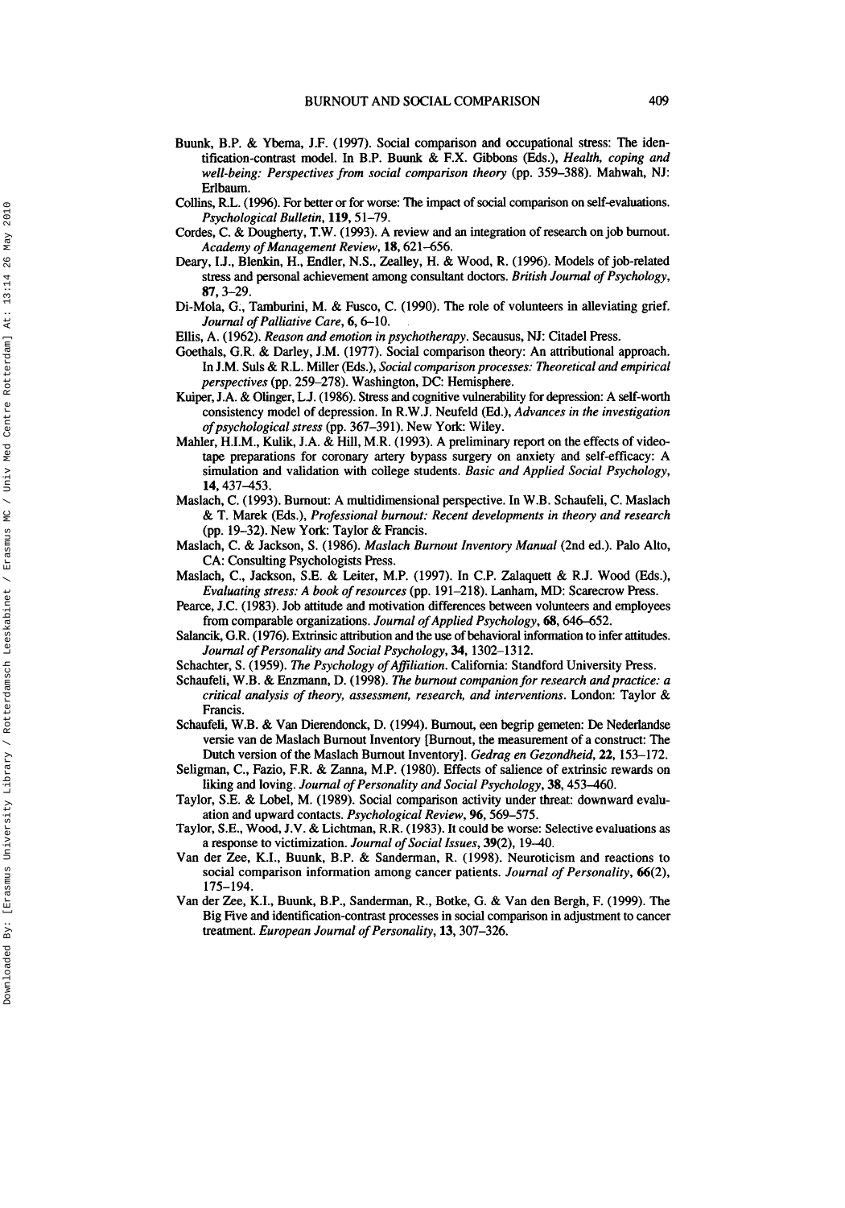Buunk, B.P. & Ybema, J.F. (1997). Social comparison and occupational stress: The identification-contrast model. In B.P. Buunk & F.X. Gibbons (Eds.), *Health, coping and well-being: Perspectives from social comparison theory* (pp. 359–388). Mahwah, NJ: Erlbaum.

Collins, R.L. (1996). For better or for worse: The impact of social comparison on self-evaluations. *Psychological Bulletin*, **119**, 51–79.

Cordes, C. & Dougherty, T.W. (1993). A review and an integration of research on job burnout. *Academy of Management Review*, **18**, 621–656.

Deary, I.J., Blenkin, H., Endler, N.S., Zealley, H. & Wood, R. (1996). Models of job-related stress and personal achievement among consultant doctors. *British Journal of Psychology*, **87**, 3–29.

Di-Mola, G., Tamburini, M. & Fusco, C. (1990). The role of volunteers in alleviating grief. *Journal of Palliative Care*, **6**, 6–10.

Ellis, A. (1962). *Reason and emotion in psychotherapy*. Secausus, NJ: Citadel Press.

Goethals, G.R. & Darley, J.M. (1977). Social comparison theory: An attributional approach. In J.M. Suls & R.L. Miller (Eds.), *Social comparison processes: Theoretical and empirical perspectives* (pp. 259–278). Washington, DC: Hemisphere.

Kuiper, J.A. & Olinger, L.J. (1986). Stress and cognitive vulnerability for depression: A self-worth consistency model of depression. In R.W.J. Neufeld (Ed.), *Advances in the investigation of psychological stress* (pp. 367–391). New York: Wiley.

Mahler, H.I.M., Kulik, J.A. & Hill, M.R. (1993). A preliminary report on the effects of videotape preparations for coronary artery bypass surgery on anxiety and self-efficacy: A simulation and validation with college students. *Basic and Applied Social Psychology*, **14**, 437–453.

Maslach, C. (1993). Burnout: A multidimensional perspective. In W.B. Schaufeli, C. Maslach & T. Marek (Eds.), *Professional burnout: Recent developments in theory and research* (pp. 19–32). New York: Taylor & Francis.

Maslach, C. & Jackson, S. (1986). *Maslach Burnout Inventory Manual* (2nd ed.). Palo Alto, CA: Consulting Psychologists Press.

Maslach, C., Jackson, S.E. & Leiter, M.P. (1997). In C.P. Zalaquett & R.J. Wood (Eds.), *Evaluating stress: A book of resources* (pp. 191–218). Lanham, MD: Scarecrow Press.

Pearce, J.C. (1983). Job attitude and motivation differences between volunteers and employees from comparable organizations. *Journal of Applied Psychology*, **68**, 646–652.

Salancik, G.R. (1976). Extrinsic attribution and the use of behavioral information to infer attitudes. *Journal of Personality and Social Psychology*, **34**, 1302–1312.

Schachter, S. (1959). *The Psychology of Affiliation*. California: Standford University Press.

Schaufeli, W.B. & Enzmann, D. (1998). *The burnout companion for research and practice: a critical analysis of theory, assessment, research, and interventions*. London: Taylor & Francis.

Schaufeli, W.B. & Van Dierendonck, D. (1994). Burnout, een begrip gemeten: De Nederlandse versie van de Maslach Burnout Inventory [Burnout, the measurement of a construct: The Dutch version of the Maslach Burnout Inventory]. *Gedrag en Gezondheid*, **22**, 153–172.

Seligman, C., Fazio, F.R. & Zanna, M.P. (1980). Effects of salience of extrinsic rewards on liking and loving. *Journal of Personality and Social Psychology*, **38**, 453–460.

Taylor, S.E. & Lobel, M. (1989). Social comparison activity under threat: downward evaluation and upward contacts. *Psychological Review*, **96**, 569–575.

Taylor, S.E., Wood, J.V. & Lichtman, R.R. (1983). It could be worse: Selective evaluations as a response to victimization. *Journal of Social Issues*, **39**(2), 19–40.

Van der Zee, K.I., Buunk, B.P. & Sanderman, R. (1998). Neuroticism and reactions to social comparison information among cancer patients. *Journal of Personality*, **66**(2), 175–194.

Van der Zee, K.I., Buunk, B.P., Sanderman, R., Botke, G. & Van den Bergh, F. (1999). The Big Five and identification-contrast processes in social comparison in adjustment to cancer treatment. *European Journal of Personality*, **13**, 307–326.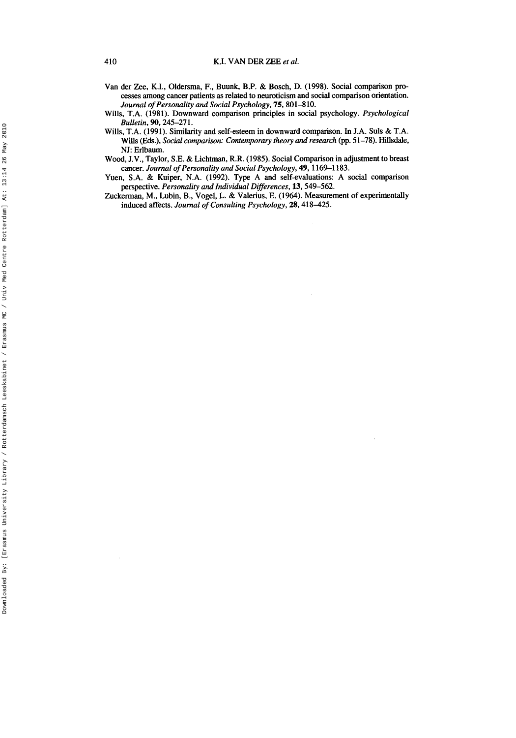Van der Zee, K.I., Oldersma, F., Buunk, B.P. & Bosch, D. (1998). Social comparison processes among cancer patients as related to neuroticism and social comparison orientation. *Journal of Personality and Social Psychology*, **75**, 801–810.

Wills, T.A. (1981). Downward comparison principles in social psychology. *Psychological Bulletin*, **90**, 245–271.

Wills, T.A. (1991). Similarity and self-esteem in downward comparison. In J.A. Suls & T.A. Wills (Eds.), *Social comparison: Contemporary theory and research* (pp. 51–78). Hillsdale, NJ: Erlbaum.

Wood, J.V., Taylor, S.E. & Lichtman, R.R. (1985). Social Comparison in adjustment to breast cancer. *Journal of Personality and Social Psychology*, **49**, 1169–1183.

Yuen, S.A. & Kuiper, N.A. (1992). Type A and self-evaluations: A social comparison perspective. *Personality and Individual Differences*, **13**, 549–562.

Zuckerman, M., Lubin, B., Vogel, L. & Valerius, E. (1964). Measurement of experimentally induced affects. *Journal of Consulting Psychology*, **28**, 418–425.